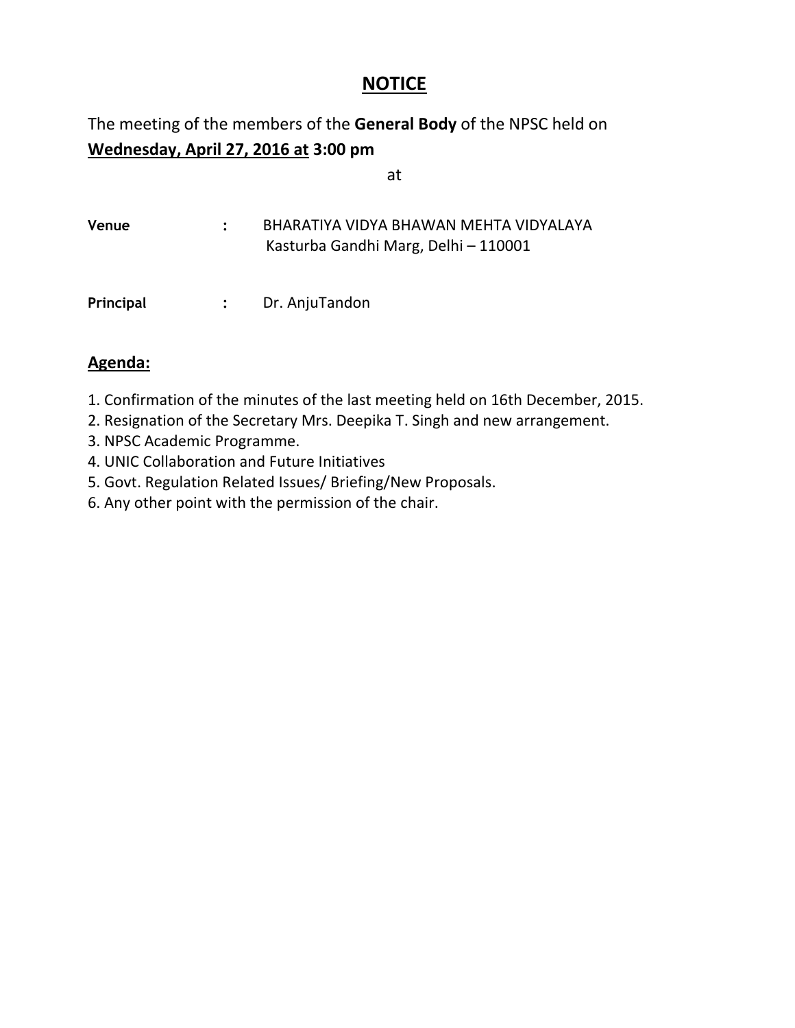# NOTICE

The meeting of the members of the **General Body** of the NPSC held on
**Wednesday, April 27, 2016 at 3:00 pm**

at

**Venue** : BHARATIYA VIDYA BHAWAN MEHTA VIDYALAYA
Kasturba Gandhi Marg, Delhi – 110001

**Principal** : Dr. AnjuTandon

## Agenda:

1. Confirmation of the minutes of the last meeting held on 16th December, 2015.
2. Resignation of the Secretary Mrs. Deepika T. Singh and new arrangement.
3. NPSC Academic Programme.
4. UNIC Collaboration and Future Initiatives
5. Govt. Regulation Related Issues/ Briefing/New Proposals.
6. Any other point with the permission of the chair.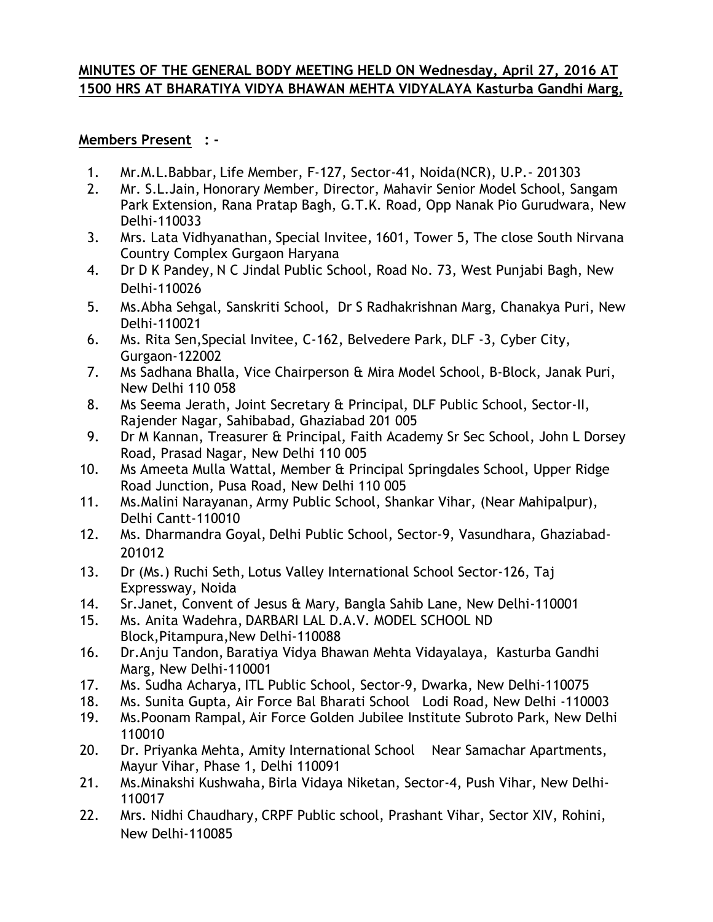**MINUTES OF THE GENERAL BODY MEETING HELD ON Wednesday, April 27, 2016 AT 1500 HRS AT BHARATIYA VIDYA BHAWAN MEHTA VIDYALAYA Kasturba Gandhi Marg,**

**Members Present** : -

1. Mr.M.L.Babbar, Life Member, F-127, Sector-41, Noida(NCR), U.P.- 201303
2. Mr. S.L.Jain, Honorary Member, Director, Mahavir Senior Model School, Sangam Park Extension, Rana Pratap Bagh, G.T.K. Road, Opp Nanak Pio Gurudwara, New Delhi-110033
3. Mrs. Lata Vidhyanathan, Special Invitee, 1601, Tower 5, The close South Nirvana Country Complex Gurgaon Haryana
4. Dr D K Pandey, N C Jindal Public School, Road No. 73, West Punjabi Bagh, New Delhi-110026
5. Ms.Abha Sehgal, Sanskriti School, Dr S Radhakrishnan Marg, Chanakya Puri, New Delhi-110021
6. Ms. Rita Sen,Special Invitee, C-162, Belvedere Park, DLF -3, Cyber City, Gurgaon-122002
7. Ms Sadhana Bhalla, Vice Chairperson & Mira Model School, B-Block, Janak Puri, New Delhi 110 058
8. Ms Seema Jerath, Joint Secretary & Principal, DLF Public School, Sector-II, Rajender Nagar, Sahibabad, Ghaziabad 201 005
9. Dr M Kannan, Treasurer & Principal, Faith Academy Sr Sec School, John L Dorsey Road, Prasad Nagar, New Delhi 110 005
10. Ms Ameeta Mulla Wattal, Member & Principal Springdales School, Upper Ridge Road Junction, Pusa Road, New Delhi 110 005
11. Ms.Malini Narayanan, Army Public School, Shankar Vihar, (Near Mahipalpur), Delhi Cantt-110010
12. Ms. Dharmandra Goyal, Delhi Public School, Sector-9, Vasundhara, Ghaziabad-201012
13. Dr (Ms.) Ruchi Seth, Lotus Valley International School Sector-126, Taj Expressway, Noida
14. Sr.Janet, Convent of Jesus & Mary, Bangla Sahib Lane, New Delhi-110001
15. Ms. Anita Wadehra, DARBARI LAL D.A.V. MODEL SCHOOL ND Block,Pitampura,New Delhi-110088
16. Dr.Anju Tandon, Baratiya Vidya Bhawan Mehta Vidayalaya, Kasturba Gandhi Marg, New Delhi-110001
17. Ms. Sudha Acharya, ITL Public School, Sector-9, Dwarka, New Delhi-110075
18. Ms. Sunita Gupta, Air Force Bal Bharati School Lodi Road, New Delhi -110003
19. Ms.Poonam Rampal, Air Force Golden Jubilee Institute Subroto Park, New Delhi 110010
20. Dr. Priyanka Mehta, Amity International School Near Samachar Apartments, Mayur Vihar, Phase 1, Delhi 110091
21. Ms.Minakshi Kushwaha, Birla Vidaya Niketan, Sector-4, Push Vihar, New Delhi-110017
22. Mrs. Nidhi Chaudhary, CRPF Public school, Prashant Vihar, Sector XIV, Rohini, New Delhi-110085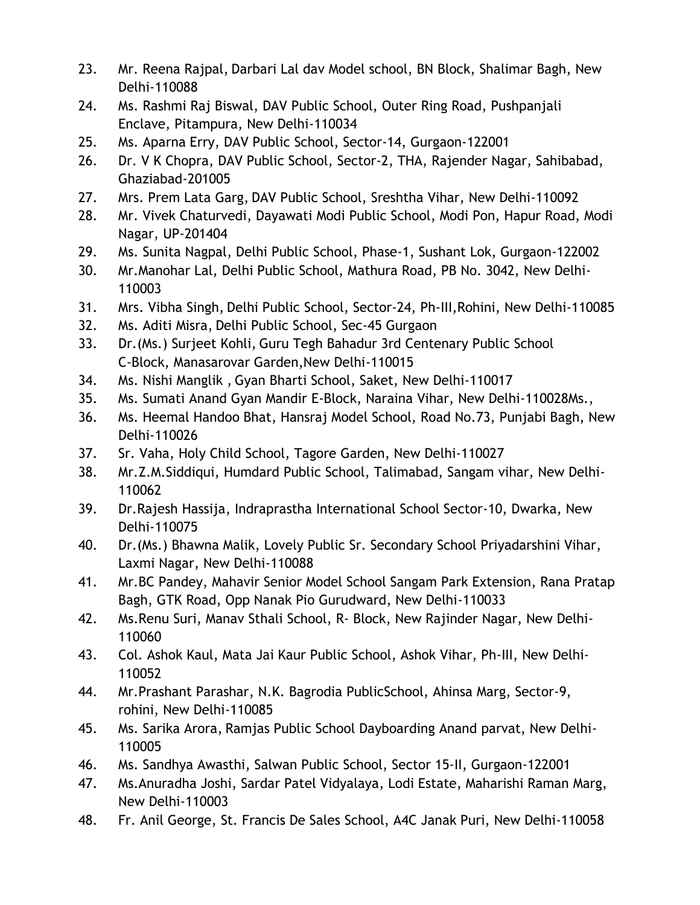23. Mr. Reena Rajpal, Darbari Lal dav Model school, BN Block, Shalimar Bagh, New Delhi-110088
24. Ms. Rashmi Raj Biswal, DAV Public School, Outer Ring Road, Pushpanjali Enclave, Pitampura, New Delhi-110034
25. Ms. Aparna Erry, DAV Public School, Sector-14, Gurgaon-122001
26. Dr. V K Chopra, DAV Public School, Sector-2, THA, Rajender Nagar, Sahibabad, Ghaziabad-201005
27. Mrs. Prem Lata Garg, DAV Public School, Sreshtha Vihar, New Delhi-110092
28. Mr. Vivek Chaturvedi, Dayawati Modi Public School, Modi Pon, Hapur Road, Modi Nagar, UP-201404
29. Ms. Sunita Nagpal, Delhi Public School, Phase-1, Sushant Lok, Gurgaon-122002
30. Mr.Manohar Lal, Delhi Public School, Mathura Road, PB No. 3042, New Delhi-110003
31. Mrs. Vibha Singh, Delhi Public School, Sector-24, Ph-III,Rohini, New Delhi-110085
32. Ms. Aditi Misra, Delhi Public School, Sec-45 Gurgaon
33. Dr.(Ms.) Surjeet Kohli, Guru Tegh Bahadur 3rd Centenary Public School C-Block, Manasarovar Garden,New Delhi-110015
34. Ms. Nishi Manglik , Gyan Bharti School, Saket, New Delhi-110017
35. Ms. Sumati Anand Gyan Mandir E-Block, Naraina Vihar, New Delhi-110028Ms.,
36. Ms. Heemal Handoo Bhat, Hansraj Model School, Road No.73, Punjabi Bagh, New Delhi-110026
37. Sr. Vaha, Holy Child School, Tagore Garden, New Delhi-110027
38. Mr.Z.M.Siddiqui, Humdard Public School, Talimabad, Sangam vihar, New Delhi-110062
39. Dr.Rajesh Hassija, Indraprastha International School Sector-10, Dwarka, New Delhi-110075
40. Dr.(Ms.) Bhawna Malik, Lovely Public Sr. Secondary School Priyadarshini Vihar, Laxmi Nagar, New Delhi-110088
41. Mr.BC Pandey, Mahavir Senior Model School Sangam Park Extension, Rana Pratap Bagh, GTK Road, Opp Nanak Pio Gurudward, New Delhi-110033
42. Ms.Renu Suri, Manav Sthali School, R- Block, New Rajinder Nagar, New Delhi-110060
43. Col. Ashok Kaul, Mata Jai Kaur Public School, Ashok Vihar, Ph-III, New Delhi-110052
44. Mr.Prashant Parashar, N.K. Bagrodia PublicSchool, Ahinsa Marg, Sector-9, rohini, New Delhi-110085
45. Ms. Sarika Arora, Ramjas Public School Dayboarding Anand parvat, New Delhi-110005
46. Ms. Sandhya Awasthi, Salwan Public School, Sector 15-II, Gurgaon-122001
47. Ms.Anuradha Joshi, Sardar Patel Vidyalaya, Lodi Estate, Maharishi Raman Marg, New Delhi-110003
48. Fr. Anil George, St. Francis De Sales School, A4C Janak Puri, New Delhi-110058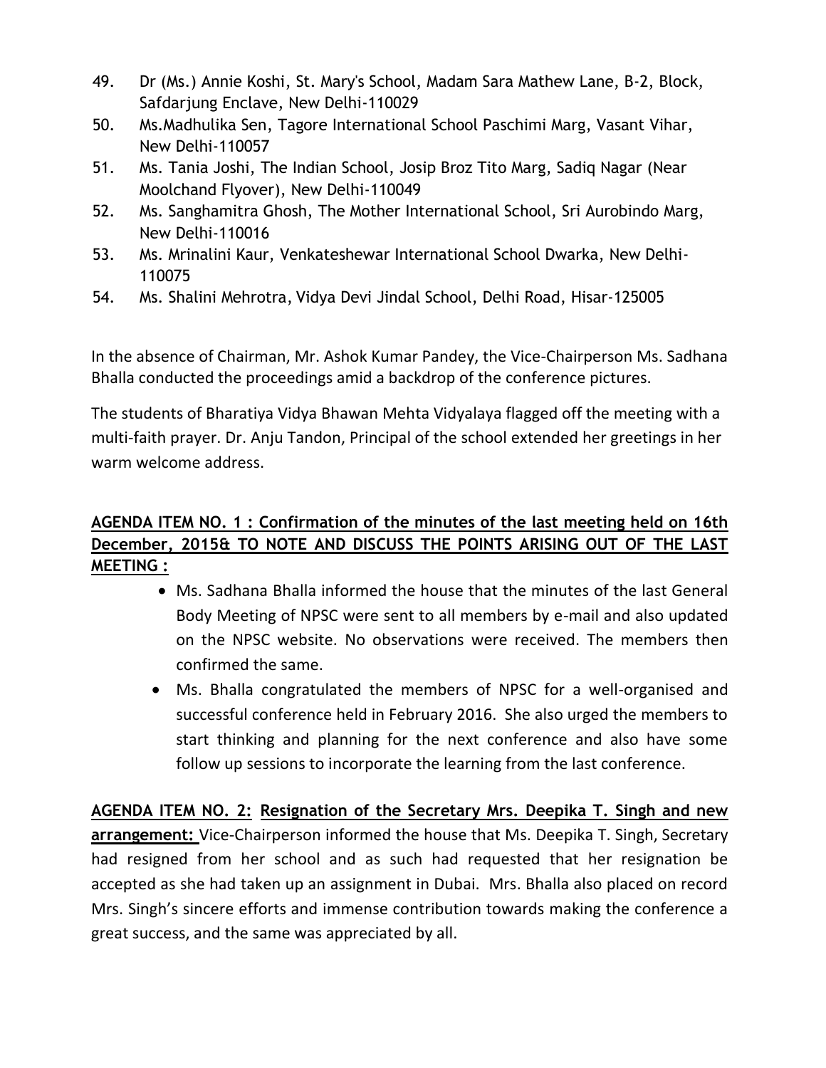49. Dr (Ms.) Annie Koshi, St. Mary's School, Madam Sara Mathew Lane, B-2, Block, Safdarjung Enclave, New Delhi-110029
50. Ms.Madhulika Sen, Tagore International School Paschimi Marg, Vasant Vihar, New Delhi-110057
51. Ms. Tania Joshi, The Indian School, Josip Broz Tito Marg, Sadiq Nagar (Near Moolchand Flyover), New Delhi-110049
52. Ms. Sanghamitra Ghosh, The Mother International School, Sri Aurobindo Marg, New Delhi-110016
53. Ms. Mrinalini Kaur, Venkateshewar International School Dwarka, New Delhi-110075
54. Ms. Shalini Mehrotra, Vidya Devi Jindal School, Delhi Road, Hisar-125005

In the absence of Chairman, Mr. Ashok Kumar Pandey, the Vice-Chairperson Ms. Sadhana Bhalla conducted the proceedings amid a backdrop of the conference pictures.

The students of Bharatiya Vidya Bhawan Mehta Vidyalaya flagged off the meeting with a multi-faith prayer. Dr. Anju Tandon, Principal of the school extended her greetings in her warm welcome address.

**AGENDA ITEM NO. 1 : Confirmation of the minutes of the last meeting held on 16th December, 2015& TO NOTE AND DISCUSS THE POINTS ARISING OUT OF THE LAST MEETING :**

- Ms. Sadhana Bhalla informed the house that the minutes of the last General Body Meeting of NPSC were sent to all members by e-mail and also updated on the NPSC website. No observations were received. The members then confirmed the same.
- Ms. Bhalla congratulated the members of NPSC for a well-organised and successful conference held in February 2016. She also urged the members to start thinking and planning for the next conference and also have some follow up sessions to incorporate the learning from the last conference.

**AGENDA ITEM NO. 2: Resignation of the Secretary Mrs. Deepika T. Singh and new arrangement:** Vice-Chairperson informed the house that Ms. Deepika T. Singh, Secretary had resigned from her school and as such had requested that her resignation be accepted as she had taken up an assignment in Dubai. Mrs. Bhalla also placed on record Mrs. Singh's sincere efforts and immense contribution towards making the conference a great success, and the same was appreciated by all.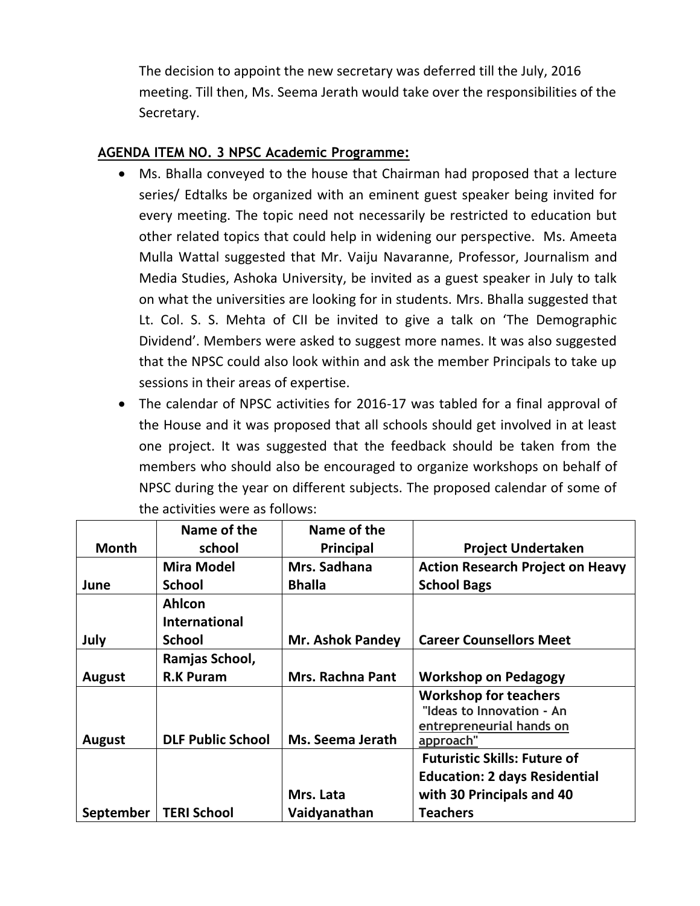The decision to appoint the new secretary was deferred till the July, 2016 meeting. Till then, Ms. Seema Jerath would take over the responsibilities of the Secretary.

**AGENDA ITEM NO. 3 NPSC Academic Programme:**

- Ms. Bhalla conveyed to the house that Chairman had proposed that a lecture series/ Edtalks be organized with an eminent guest speaker being invited for every meeting. The topic need not necessarily be restricted to education but other related topics that could help in widening our perspective. Ms. Ameeta Mulla Wattal suggested that Mr. Vaiju Navaranne, Professor, Journalism and Media Studies, Ashoka University, be invited as a guest speaker in July to talk on what the universities are looking for in students. Mrs. Bhalla suggested that Lt. Col. S. S. Mehta of CII be invited to give a talk on 'The Demographic Dividend'. Members were asked to suggest more names. It was also suggested that the NPSC could also look within and ask the member Principals to take up sessions in their areas of expertise.
- The calendar of NPSC activities for 2016-17 was tabled for a final approval of the House and it was proposed that all schools should get involved in at least one project. It was suggested that the feedback should be taken from the members who should also be encouraged to organize workshops on behalf of NPSC during the year on different subjects. The proposed calendar of some of the activities were as follows:

| Month | Name of the school | Name of the Principal | Project Undertaken |
|---|---|---|---|
| June | Mira Model School | Mrs. Sadhana Bhalla | Action Research Project on Heavy School Bags |
| July | Ahlcon International School | Mr. Ashok Pandey | Career Counsellors Meet |
| August | Ramjas School, R.K Puram | Mrs. Rachna Pant | Workshop on Pedagogy |
| August | DLF Public School | Ms. Seema Jerath | Workshop for teachers "Ideas to Innovation - An entrepreneurial hands on approach" |
| September | TERI School | Mrs. Lata Vaidyanathan | Futuristic Skills: Future of Education: 2 days Residential with 30 Principals and 40 Teachers |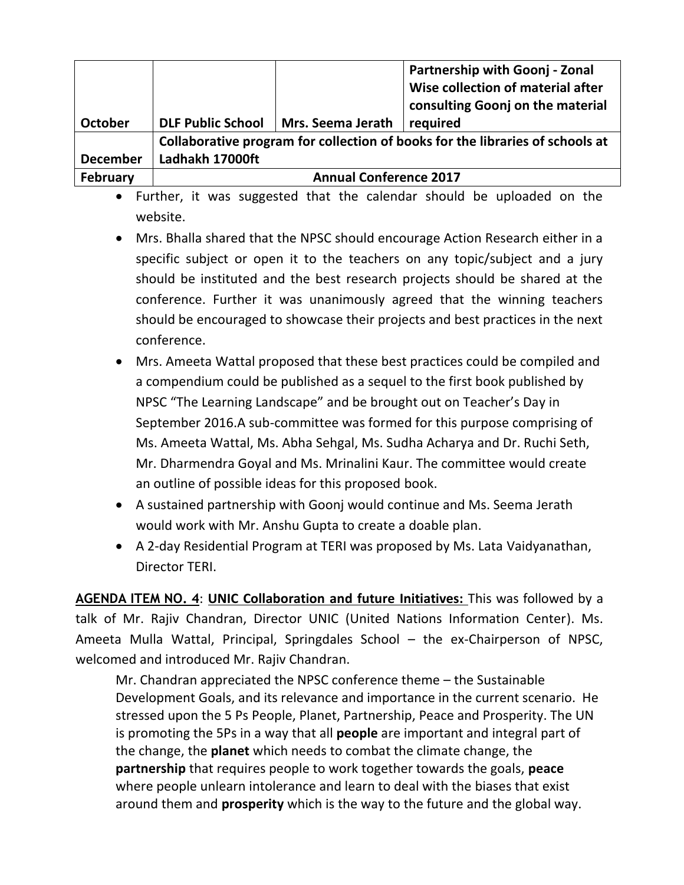| October | DLF Public School | Mrs. Seema Jerath | **Partnership with Goonj - Zonal Wise collection of material after consulting Goonj on the material required** |
|---|---|---|---|
| **December** | **Collaborative program for collection of books for the libraries of schools at Ladhakh 17000ft** | | |
| **February** | **Annual Conference 2017** | | |

- Further, it was suggested that the calendar should be uploaded on the website.
- Mrs. Bhalla shared that the NPSC should encourage Action Research either in a specific subject or open it to the teachers on any topic/subject and a jury should be instituted and the best research projects should be shared at the conference. Further it was unanimously agreed that the winning teachers should be encouraged to showcase their projects and best practices in the next conference.
- Mrs. Ameeta Wattal proposed that these best practices could be compiled and a compendium could be published as a sequel to the first book published by NPSC "The Learning Landscape" and be brought out on Teacher's Day in September 2016.A sub-committee was formed for this purpose comprising of Ms. Ameeta Wattal, Ms. Abha Sehgal, Ms. Sudha Acharya and Dr. Ruchi Seth, Mr. Dharmendra Goyal and Ms. Mrinalini Kaur. The committee would create an outline of possible ideas for this proposed book.
- A sustained partnership with Goonj would continue and Ms. Seema Jerath would work with Mr. Anshu Gupta to create a doable plan.
- A 2-day Residential Program at TERI was proposed by Ms. Lata Vaidyanathan, Director TERI.

**AGENDA ITEM NO. 4**: **UNIC Collaboration and future Initiatives:** This was followed by a talk of Mr. Rajiv Chandran, Director UNIC (United Nations Information Center). Ms. Ameeta Mulla Wattal, Principal, Springdales School – the ex-Chairperson of NPSC, welcomed and introduced Mr. Rajiv Chandran.

Mr. Chandran appreciated the NPSC conference theme – the Sustainable Development Goals, and its relevance and importance in the current scenario. He stressed upon the 5 Ps People, Planet, Partnership, Peace and Prosperity. The UN is promoting the 5Ps in a way that all **people** are important and integral part of the change, the **planet** which needs to combat the climate change, the **partnership** that requires people to work together towards the goals, **peace** where people unlearn intolerance and learn to deal with the biases that exist around them and **prosperity** which is the way to the future and the global way.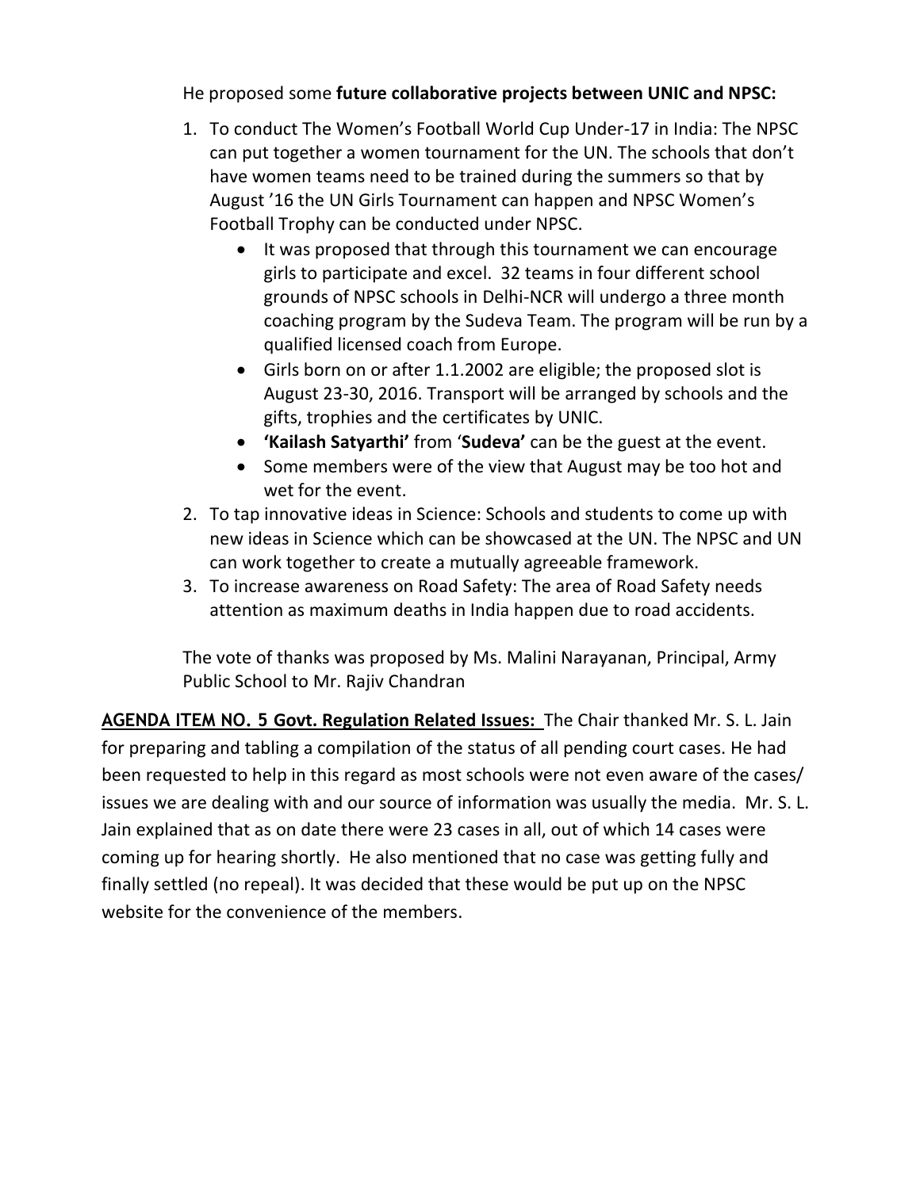He proposed some **future collaborative projects between UNIC and NPSC:**

1. To conduct The Women's Football World Cup Under-17 in India: The NPSC can put together a women tournament for the UN. The schools that don't have women teams need to be trained during the summers so that by August '16 the UN Girls Tournament can happen and NPSC Women's Football Trophy can be conducted under NPSC.
   - It was proposed that through this tournament we can encourage girls to participate and excel. 32 teams in four different school grounds of NPSC schools in Delhi-NCR will undergo a three month coaching program by the Sudeva Team. The program will be run by a qualified licensed coach from Europe.
   - Girls born on or after 1.1.2002 are eligible; the proposed slot is August 23-30, 2016. Transport will be arranged by schools and the gifts, trophies and the certificates by UNIC.
   - **'Kailash Satyarthi'** from '**Sudeva'** can be the guest at the event.
   - Some members were of the view that August may be too hot and wet for the event.
2. To tap innovative ideas in Science: Schools and students to come up with new ideas in Science which can be showcased at the UN. The NPSC and UN can work together to create a mutually agreeable framework.
3. To increase awareness on Road Safety: The area of Road Safety needs attention as maximum deaths in India happen due to road accidents.

The vote of thanks was proposed by Ms. Malini Narayanan, Principal, Army Public School to Mr. Rajiv Chandran

**AGENDA ITEM NO. 5 Govt. Regulation Related Issues:** The Chair thanked Mr. S. L. Jain for preparing and tabling a compilation of the status of all pending court cases. He had been requested to help in this regard as most schools were not even aware of the cases/ issues we are dealing with and our source of information was usually the media. Mr. S. L. Jain explained that as on date there were 23 cases in all, out of which 14 cases were coming up for hearing shortly. He also mentioned that no case was getting fully and finally settled (no repeal). It was decided that these would be put up on the NPSC website for the convenience of the members.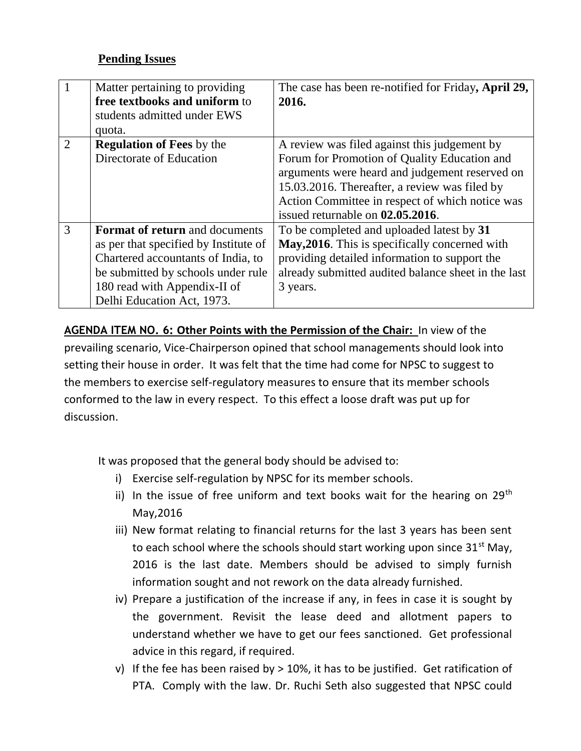**Pending Issues**

| 1 | Matter pertaining to providing **free textbooks and uniform** to students admitted under EWS quota. | The case has been re-notified for Friday**, April 29, 2016.** |
|---|---|---|
| 2 | **Regulation of Fees** by the Directorate of Education | A review was filed against this judgement by Forum for Promotion of Quality Education and arguments were heard and judgement reserved on 15.03.2016. Thereafter, a review was filed by Action Committee in respect of which notice was issued returnable on **02.05.2016**. |
| 3 | **Format of return** and documents as per that specified by Institute of Chartered accountants of India, to be submitted by schools under rule 180 read with Appendix-II of Delhi Education Act, 1973. | To be completed and uploaded latest by **31 May,2016**. This is specifically concerned with providing detailed information to support the already submitted audited balance sheet in the last 3 years. |

**AGENDA ITEM NO. 6: Other Points with the Permission of the Chair:** In view of the prevailing scenario, Vice-Chairperson opined that school managements should look into setting their house in order. It was felt that the time had come for NPSC to suggest to the members to exercise self-regulatory measures to ensure that its member schools conformed to the law in every respect. To this effect a loose draft was put up for discussion.

It was proposed that the general body should be advised to:

i) Exercise self-regulation by NPSC for its member schools.
ii) In the issue of free uniform and text books wait for the hearing on 29th May,2016
iii) New format relating to financial returns for the last 3 years has been sent to each school where the schools should start working upon since 31st May, 2016 is the last date. Members should be advised to simply furnish information sought and not rework on the data already furnished.
iv) Prepare a justification of the increase if any, in fees in case it is sought by the government. Revisit the lease deed and allotment papers to understand whether we have to get our fees sanctioned. Get professional advice in this regard, if required.
v) If the fee has been raised by > 10%, it has to be justified. Get ratification of PTA. Comply with the law. Dr. Ruchi Seth also suggested that NPSC could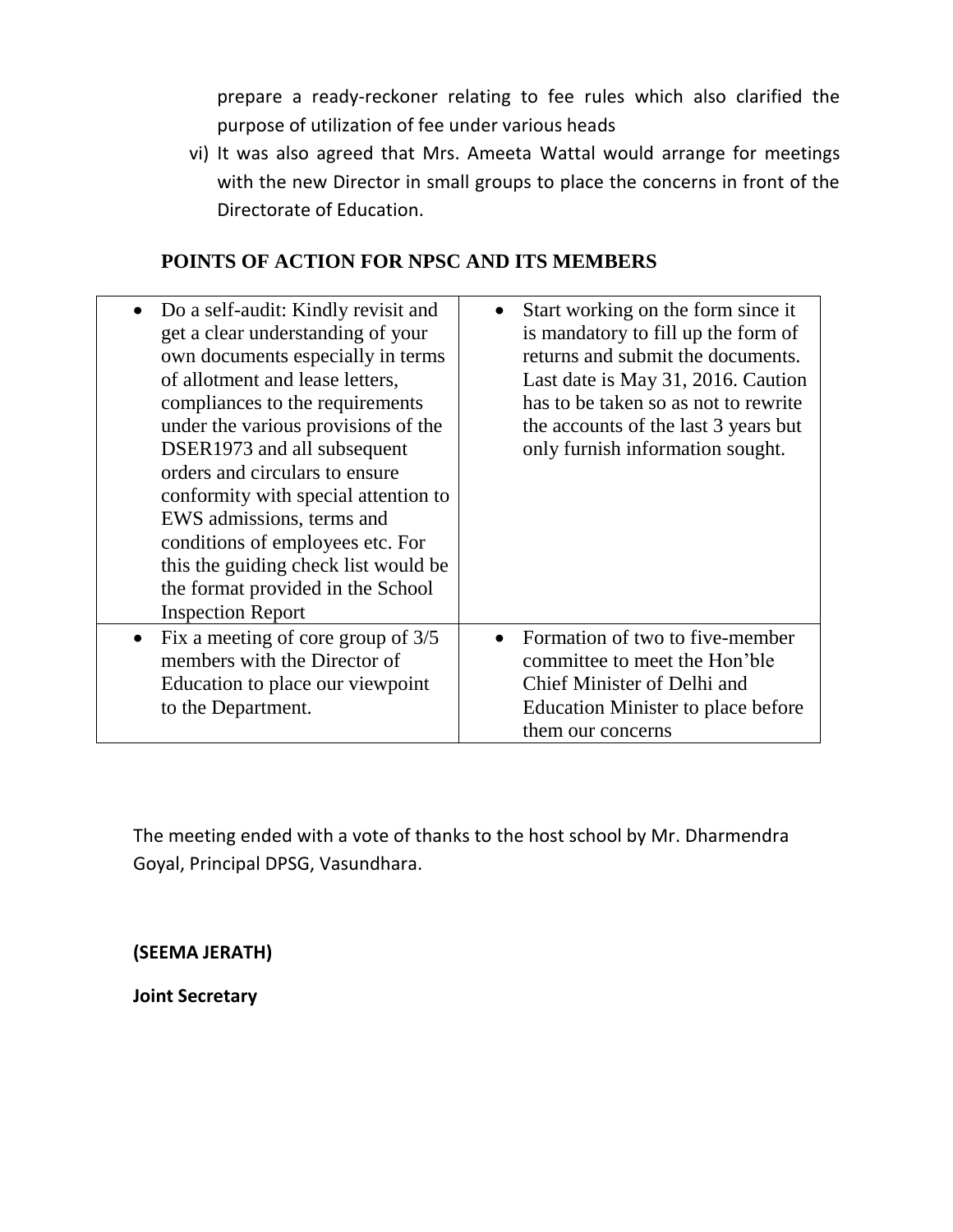prepare a ready-reckoner relating to fee rules which also clarified the purpose of utilization of fee under various heads

vi) It was also agreed that Mrs. Ameeta Wattal would arrange for meetings with the new Director in small groups to place the concerns in front of the Directorate of Education.

**POINTS OF ACTION FOR NPSC AND ITS MEMBERS**

| | |
|---|---|
| • Do a self-audit: Kindly revisit and get a clear understanding of your own documents especially in terms of allotment and lease letters, compliances to the requirements under the various provisions of the DSER1973 and all subsequent orders and circulars to ensure conformity with special attention to EWS admissions, terms and conditions of employees etc. For this the guiding check list would be the format provided in the School Inspection Report | • Start working on the form since it is mandatory to fill up the form of returns and submit the documents. Last date is May 31, 2016. Caution has to be taken so as not to rewrite the accounts of the last 3 years but only furnish information sought. |
| • Fix a meeting of core group of 3/5 members with the Director of Education to place our viewpoint to the Department. | • Formation of two to five-member committee to meet the Hon'ble Chief Minister of Delhi and Education Minister to place before them our concerns |

The meeting ended with a vote of thanks to the host school by Mr. Dharmendra Goyal, Principal DPSG, Vasundhara.

**(SEEMA JERATH)**

**Joint Secretary**